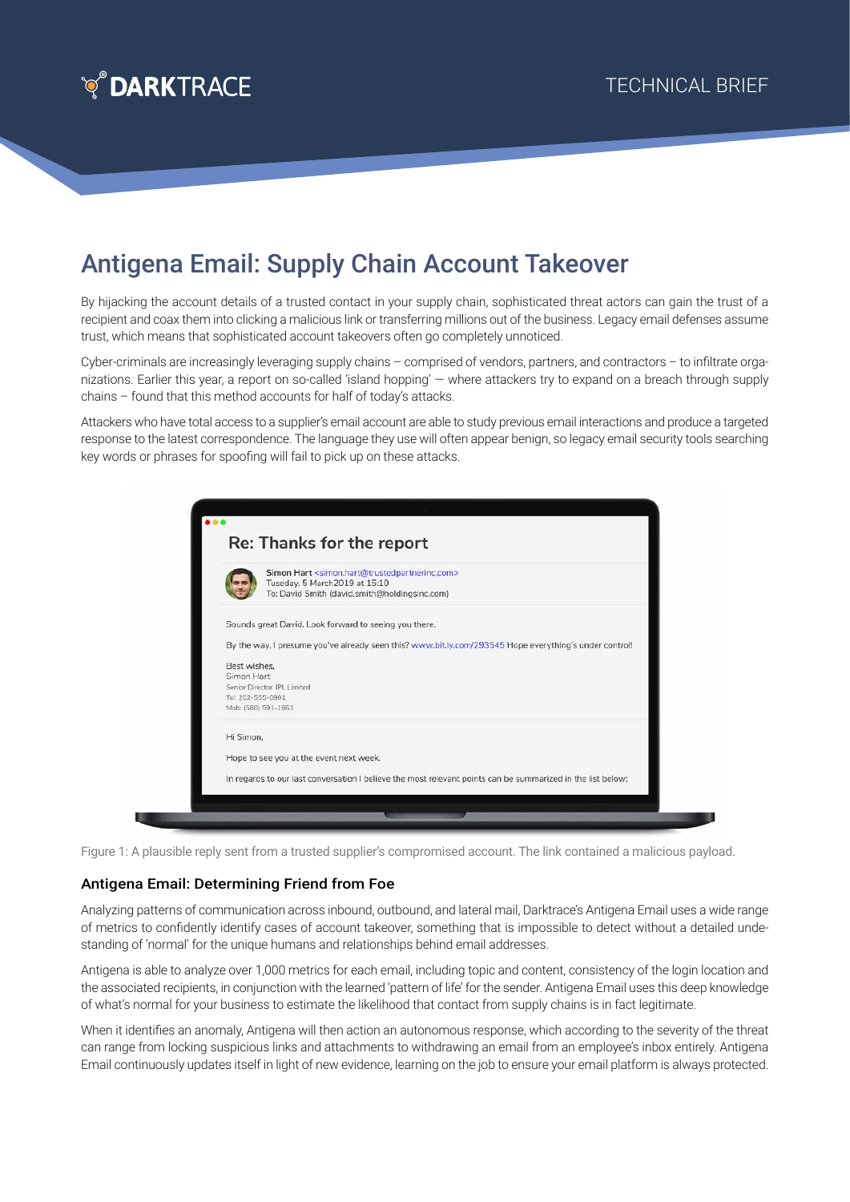# Antigena Email: Supply Chain Account Takeover

By hijacking the account details of a trusted contact in your supply chain, sophisticated threat actors can gain the trust of a recipient and coax them into clicking a malicious link or transferring millions out of the business. Legacy email defenses assume trust, which means that sophisticated account takeovers often go completely unnoticed.

Cyber-criminals are increasingly leveraging supply chains – comprised of vendors, partners, and contractors – to infiltrate organizations. Earlier this year, a report on so-called 'island hopping' — where attackers try to expand on a breach through supply chains – found that this method accounts for half of today's attacks.

Attackers who have total access to a supplier's email account are able to study previous email interactions and produce a targeted response to the latest correspondence. The language they use will often appear benign, so legacy email security tools searching key words or phrases for spoofing will fail to pick up on these attacks.

Figure 1: A plausible reply sent from a trusted supplier's compromised account. The link contained a malicious payload.

### Antigena Email: Determining Friend from Foe

Analyzing patterns of communication across inbound, outbound, and lateral mail, Darktrace's Antigena Email uses a wide range of metrics to confidently identify cases of account takeover, something that is impossible to detect without a detailed understanding of 'normal' for the unique humans and relationships behind email addresses.

Antigena is able to analyze over 1,000 metrics for each email, including topic and content, consistency of the login location and the associated recipients, in conjunction with the learned 'pattern of life' for the sender. Antigena Email uses this deep knowledge of what's normal for your business to estimate the likelihood that contact from supply chains is in fact legitimate.

When it identifies an anomaly, Antigena will then action an autonomous response, which according to the severity of the threat can range from locking suspicious links and attachments to withdrawing an email from an employee's inbox entirely. Antigena Email continuously updates itself in light of new evidence, learning on the job to ensure your email platform is always protected.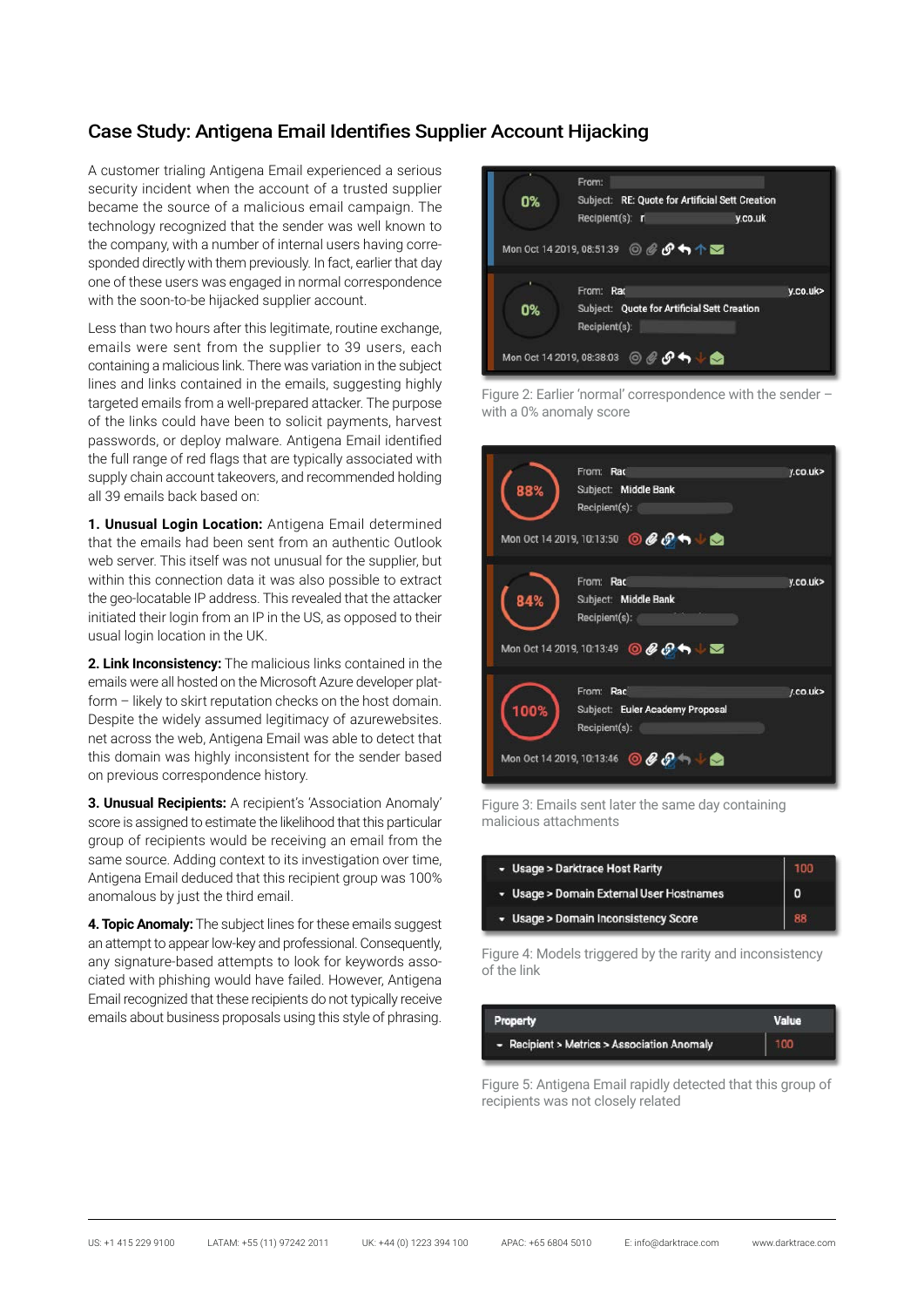## Case Study: Antigena Email Identifies Supplier Account Hijacking

A customer trialing Antigena Email experienced a serious security incident when the account of a trusted supplier became the source of a malicious email campaign. The technology recognized that the sender was well known to the company, with a number of internal users having corresponded directly with them previously. In fact, earlier that day one of these users was engaged in normal correspondence with the soon-to-be hijacked supplier account.

Less than two hours after this legitimate, routine exchange, emails were sent from the supplier to 39 users, each containing a malicious link. There was variation in the subject lines and links contained in the emails, suggesting highly targeted emails from a well-prepared attacker. The purpose of the links could have been to solicit payments, harvest passwords, or deploy malware. Antigena Email identified the full range of red flags that are typically associated with supply chain account takeovers, and recommended holding all 39 emails back based on:

**1. Unusual Login Location:** Antigena Email determined that the emails had been sent from an authentic Outlook web server. This itself was not unusual for the supplier, but within this connection data it was also possible to extract the geo-locatable IP address. This revealed that the attacker initiated their login from an IP in the US, as opposed to their usual login location in the UK.

**2. Link Inconsistency:** The malicious links contained in the emails were all hosted on the Microsoft Azure developer platform – likely to skirt reputation checks on the host domain. Despite the widely assumed legitimacy of azurewebsites.net across the web, Antigena Email was able to detect that this domain was highly inconsistent for the sender based on previous correspondence history.

**3. Unusual Recipients:** A recipient's 'Association Anomaly' score is assigned to estimate the likelihood that this particular group of recipients would be receiving an email from the same source. Adding context to its investigation over time, Antigena Email deduced that this recipient group was 100% anomalous by just the third email.

**4. Topic Anomaly:** The subject lines for these emails suggest an attempt to appear low-key and professional. Consequently, any signature-based attempts to look for keywords associated with phishing would have failed. However, Antigena Email recognized that these recipients do not typically receive emails about business proposals using this style of phrasing.

0%
From:
Subject: RE: Quote for Artificial Sett Creation
Recipient(s): r y.co.uk
Mon Oct 14 2019, 08:51:39

0%
From: Rac y.co.uk>
Subject: Quote for Artificial Sett Creation
Recipient(s):
Mon Oct 14 2019, 08:38:03

Figure 2: Earlier 'normal' correspondence with the sender – with a 0% anomaly score

88%
From: Rac y.co.uk>
Subject: Middle Bank
Recipient(s):
Mon Oct 14 2019, 10:13:50

84%
From: Rac y.co.uk>
Subject: Middle Bank
Recipient(s):
Mon Oct 14 2019, 10:13:49

100%
From: Rac y.co.uk>
Subject: Euler Academy Proposal
Recipient(s):
Mon Oct 14 2019, 10:13:46

Figure 3: Emails sent later the same day containing malicious attachments

| | |
|---|---|
| Usage > Darktrace Host Rarity | 100 |
| Usage > Domain External User Hostnames | 0 |
| Usage > Domain Inconsistency Score | 88 |

Figure 4: Models triggered by the rarity and inconsistency of the link

| Property | Value |
|---|---|
| Recipient > Metrics > Association Anomaly | 100 |

Figure 5: Antigena Email rapidly detected that this group of recipients was not closely related

US: +1 415 229 9100 LATAM: +55 (11) 97242 2011 UK: +44 (0) 1223 394 100 APAC: +65 6804 5010 E: info@darktrace.com www.darktrace.com